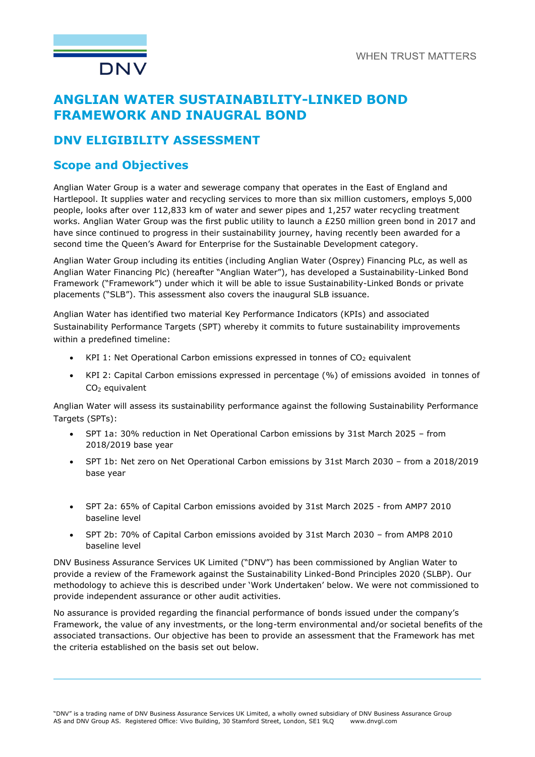# ANGLIAN WATER SUSTAINABILITY-LINKED BOND FRAMEWORK AND INAUGRAL BOND

## DNV ELIGIBILITY ASSESSMENT

## Scope and Objectives

Anglian Water Group is a water and sewerage company that operates in the East of England and Hartlepool. It supplies water and recycling services to more than six million customers, employs 5,000 people, looks after over 112,833 km of water and sewer pipes and 1,257 water recycling treatment works. Anglian Water Group was the first public utility to launch a £250 million green bond in 2017 and have since continued to progress in their sustainability journey, having recently been awarded for a second time the Queen's Award for Enterprise for the Sustainable Development category.

Anglian Water Group including its entities (including Anglian Water (Osprey) Financing PLc, as well as Anglian Water Financing Plc) (hereafter "Anglian Water"), has developed a Sustainability-Linked Bond Framework ("Framework") under which it will be able to issue Sustainability-Linked Bonds or private placements ("SLB"). This assessment also covers the inaugural SLB issuance.

Anglian Water has identified two material Key Performance Indicators (KPIs) and associated Sustainability Performance Targets (SPT) whereby it commits to future sustainability improvements within a predefined timeline:

- KPI 1: Net Operational Carbon emissions expressed in tonnes of $CO_2$ equivalent
- KPI 2: Capital Carbon emissions expressed in percentage (%) of emissions avoided in tonnes of $CO_2$ equivalent

Anglian Water will assess its sustainability performance against the following Sustainability Performance Targets (SPTs):

- SPT 1a: 30% reduction in Net Operational Carbon emissions by 31st March 2025 – from 2018/2019 base year
- SPT 1b: Net zero on Net Operational Carbon emissions by 31st March 2030 – from a 2018/2019 base year
- SPT 2a: 65% of Capital Carbon emissions avoided by 31st March 2025 - from AMP7 2010 baseline level
- SPT 2b: 70% of Capital Carbon emissions avoided by 31st March 2030 – from AMP8 2010 baseline level

DNV Business Assurance Services UK Limited ("DNV") has been commissioned by Anglian Water to provide a review of the Framework against the Sustainability Linked-Bond Principles 2020 (SLBP). Our methodology to achieve this is described under 'Work Undertaken' below. We were not commissioned to provide independent assurance or other audit activities.

No assurance is provided regarding the financial performance of bonds issued under the company's Framework, the value of any investments, or the long-term environmental and/or societal benefits of the associated transactions. Our objective has been to provide an assessment that the Framework has met the criteria established on the basis set out below.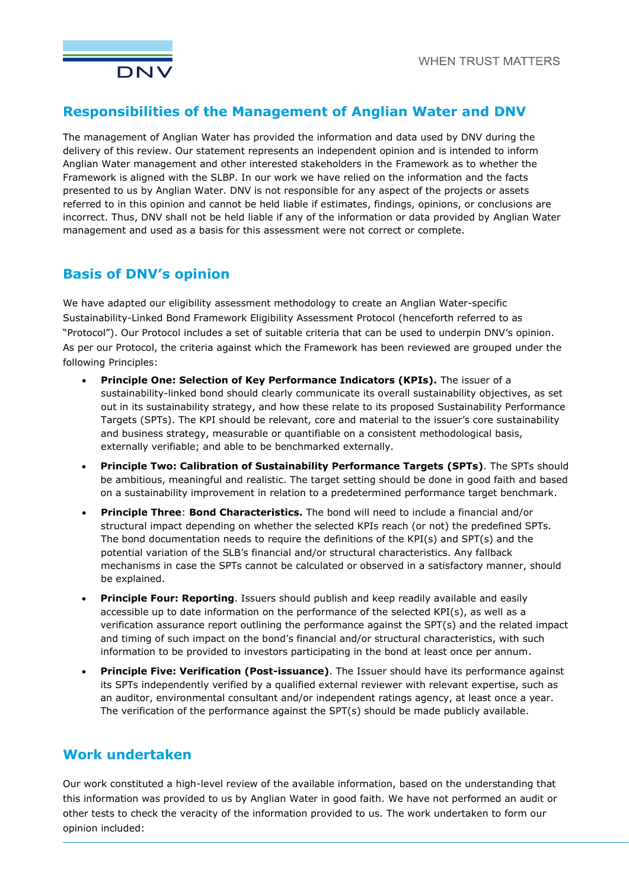## Responsibilities of the Management of Anglian Water and DNV

The management of Anglian Water has provided the information and data used by DNV during the delivery of this review. Our statement represents an independent opinion and is intended to inform Anglian Water management and other interested stakeholders in the Framework as to whether the Framework is aligned with the SLBP. In our work we have relied on the information and the facts presented to us by Anglian Water. DNV is not responsible for any aspect of the projects or assets referred to in this opinion and cannot be held liable if estimates, findings, opinions, or conclusions are incorrect. Thus, DNV shall not be held liable if any of the information or data provided by Anglian Water management and used as a basis for this assessment were not correct or complete.

## Basis of DNV's opinion

We have adapted our eligibility assessment methodology to create an Anglian Water-specific Sustainability-Linked Bond Framework Eligibility Assessment Protocol (henceforth referred to as "Protocol"). Our Protocol includes a set of suitable criteria that can be used to underpin DNV's opinion. As per our Protocol, the criteria against which the Framework has been reviewed are grouped under the following Principles:

- **Principle One: Selection of Key Performance Indicators (KPIs).** The issuer of a sustainability-linked bond should clearly communicate its overall sustainability objectives, as set out in its sustainability strategy, and how these relate to its proposed Sustainability Performance Targets (SPTs). The KPI should be relevant, core and material to the issuer's core sustainability and business strategy, measurable or quantifiable on a consistent methodological basis, externally verifiable; and able to be benchmarked externally.
- **Principle Two: Calibration of Sustainability Performance Targets (SPTs)**. The SPTs should be ambitious, meaningful and realistic. The target setting should be done in good faith and based on a sustainability improvement in relation to a predetermined performance target benchmark.
- **Principle Three**: **Bond Characteristics.** The bond will need to include a financial and/or structural impact depending on whether the selected KPIs reach (or not) the predefined SPTs. The bond documentation needs to require the definitions of the KPI(s) and SPT(s) and the potential variation of the SLB's financial and/or structural characteristics. Any fallback mechanisms in case the SPTs cannot be calculated or observed in a satisfactory manner, should be explained.
- **Principle Four: Reporting**. Issuers should publish and keep readily available and easily accessible up to date information on the performance of the selected KPI(s), as well as a verification assurance report outlining the performance against the SPT(s) and the related impact and timing of such impact on the bond's financial and/or structural characteristics, with such information to be provided to investors participating in the bond at least once per annum.
- **Principle Five: Verification (Post-issuance)**. The Issuer should have its performance against its SPTs independently verified by a qualified external reviewer with relevant expertise, such as an auditor, environmental consultant and/or independent ratings agency, at least once a year. The verification of the performance against the SPT(s) should be made publicly available.

## Work undertaken

Our work constituted a high-level review of the available information, based on the understanding that this information was provided to us by Anglian Water in good faith. We have not performed an audit or other tests to check the veracity of the information provided to us. The work undertaken to form our opinion included: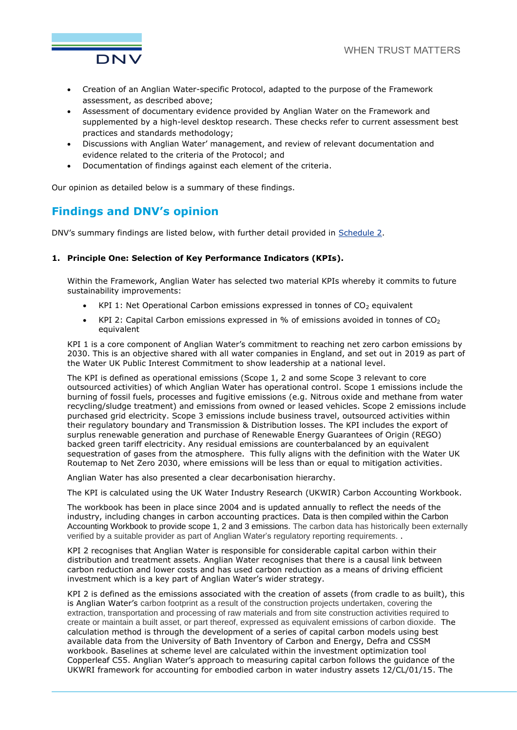- Creation of an Anglian Water-specific Protocol, adapted to the purpose of the Framework assessment, as described above;
- Assessment of documentary evidence provided by Anglian Water on the Framework and supplemented by a high-level desktop research. These checks refer to current assessment best practices and standards methodology;
- Discussions with Anglian Water' management, and review of relevant documentation and evidence related to the criteria of the Protocol; and
- Documentation of findings against each element of the criteria.

Our opinion as detailed below is a summary of these findings.

## Findings and DNV's opinion

DNV's summary findings are listed below, with further detail provided in Schedule 2.

**1. Principle One: Selection of Key Performance Indicators (KPIs).**

Within the Framework, Anglian Water has selected two material KPIs whereby it commits to future sustainability improvements:

- KPI 1: Net Operational Carbon emissions expressed in tonnes of $CO_2$ equivalent
- KPI 2: Capital Carbon emissions expressed in % of emissions avoided in tonnes of $CO_2$ equivalent

KPI 1 is a core component of Anglian Water's commitment to reaching net zero carbon emissions by 2030. This is an objective shared with all water companies in England, and set out in 2019 as part of the Water UK Public Interest Commitment to show leadership at a national level.

The KPI is defined as operational emissions (Scope 1, 2 and some Scope 3 relevant to core outsourced activities) of which Anglian Water has operational control. Scope 1 emissions include the burning of fossil fuels, processes and fugitive emissions (e.g. Nitrous oxide and methane from water recycling/sludge treatment) and emissions from owned or leased vehicles. Scope 2 emissions include purchased grid electricity. Scope 3 emissions include business travel, outsourced activities within their regulatory boundary and Transmission & Distribution losses. The KPI includes the export of surplus renewable generation and purchase of Renewable Energy Guarantees of Origin (REGO) backed green tariff electricity. Any residual emissions are counterbalanced by an equivalent sequestration of gases from the atmosphere. This fully aligns with the definition with the Water UK Routemap to Net Zero 2030, where emissions will be less than or equal to mitigation activities.

Anglian Water has also presented a clear decarbonisation hierarchy.

The KPI is calculated using the UK Water Industry Research (UKWIR) Carbon Accounting Workbook.

The workbook has been in place since 2004 and is updated annually to reflect the needs of the industry, including changes in carbon accounting practices. Data is then compiled within the Carbon Accounting Workbook to provide scope 1, 2 and 3 emissions. The carbon data has historically been externally verified by a suitable provider as part of Anglian Water's regulatory reporting requirements. .

KPI 2 recognises that Anglian Water is responsible for considerable capital carbon within their distribution and treatment assets. Anglian Water recognises that there is a causal link between carbon reduction and lower costs and has used carbon reduction as a means of driving efficient investment which is a key part of Anglian Water's wider strategy.

KPI 2 is defined as the emissions associated with the creation of assets (from cradle to as built), this is Anglian Water's carbon footprint as a result of the construction projects undertaken, covering the extraction, transportation and processing of raw materials and from site construction activities required to create or maintain a built asset, or part thereof, expressed as equivalent emissions of carbon dioxide. The calculation method is through the development of a series of capital carbon models using best available data from the University of Bath Inventory of Carbon and Energy, Defra and CSSM workbook. Baselines at scheme level are calculated within the investment optimization tool Copperleaf C55. Anglian Water's approach to measuring capital carbon follows the guidance of the UKWRI framework for accounting for embodied carbon in water industry assets 12/CL/01/15. The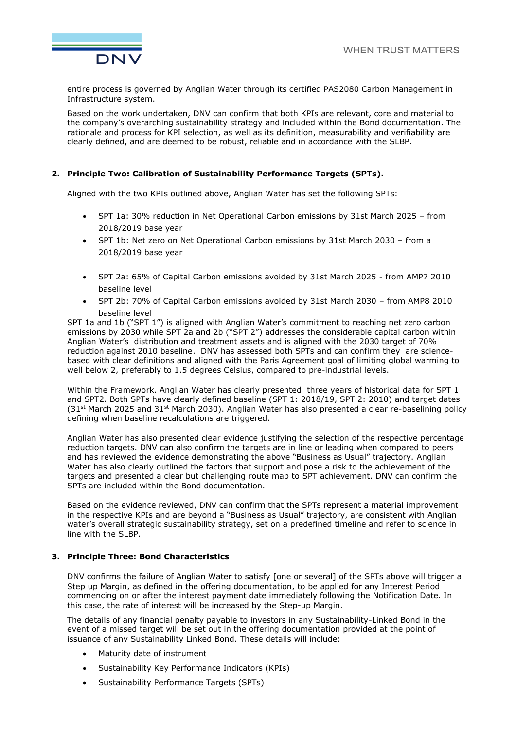entire process is governed by Anglian Water through its certified PAS2080 Carbon Management in Infrastructure system.

Based on the work undertaken, DNV can confirm that both KPIs are relevant, core and material to the company's overarching sustainability strategy and included within the Bond documentation. The rationale and process for KPI selection, as well as its definition, measurability and verifiability are clearly defined, and are deemed to be robust, reliable and in accordance with the SLBP.

## 2. Principle Two: Calibration of Sustainability Performance Targets (SPTs).

Aligned with the two KPIs outlined above, Anglian Water has set the following SPTs:

- SPT 1a: 30% reduction in Net Operational Carbon emissions by 31st March 2025 – from 2018/2019 base year
- SPT 1b: Net zero on Net Operational Carbon emissions by 31st March 2030 – from a 2018/2019 base year

- SPT 2a: 65% of Capital Carbon emissions avoided by 31st March 2025 - from AMP7 2010 baseline level
- SPT 2b: 70% of Capital Carbon emissions avoided by 31st March 2030 – from AMP8 2010 baseline level

SPT 1a and 1b ("SPT 1") is aligned with Anglian Water's commitment to reaching net zero carbon emissions by 2030 while SPT 2a and 2b ("SPT 2") addresses the considerable capital carbon within Anglian Water's distribution and treatment assets and is aligned with the 2030 target of 70% reduction against 2010 baseline. DNV has assessed both SPTs and can confirm they are science-based with clear definitions and aligned with the Paris Agreement goal of limiting global warming to well below 2, preferably to 1.5 degrees Celsius, compared to pre-industrial levels.

Within the Framework. Anglian Water has clearly presented three years of historical data for SPT 1 and SPT2. Both SPTs have clearly defined baseline (SPT 1: 2018/19, SPT 2: 2010) and target dates (31st March 2025 and 31st March 2030). Anglian Water has also presented a clear re-baselining policy defining when baseline recalculations are triggered.

Anglian Water has also presented clear evidence justifying the selection of the respective percentage reduction targets. DNV can also confirm the targets are in line or leading when compared to peers and has reviewed the evidence demonstrating the above "Business as Usual" trajectory. Anglian Water has also clearly outlined the factors that support and pose a risk to the achievement of the targets and presented a clear but challenging route map to SPT achievement. DNV can confirm the SPTs are included within the Bond documentation.

Based on the evidence reviewed, DNV can confirm that the SPTs represent a material improvement in the respective KPIs and are beyond a "Business as Usual" trajectory, are consistent with Anglian water's overall strategic sustainability strategy, set on a predefined timeline and refer to science in line with the SLBP.

## 3. Principle Three: Bond Characteristics

DNV confirms the failure of Anglian Water to satisfy [one or several] of the SPTs above will trigger a Step up Margin, as defined in the offering documentation, to be applied for any Interest Period commencing on or after the interest payment date immediately following the Notification Date. In this case, the rate of interest will be increased by the Step-up Margin.

The details of any financial penalty payable to investors in any Sustainability-Linked Bond in the event of a missed target will be set out in the offering documentation provided at the point of issuance of any Sustainability Linked Bond. These details will include:

- Maturity date of instrument
- Sustainability Key Performance Indicators (KPIs)
- Sustainability Performance Targets (SPTs)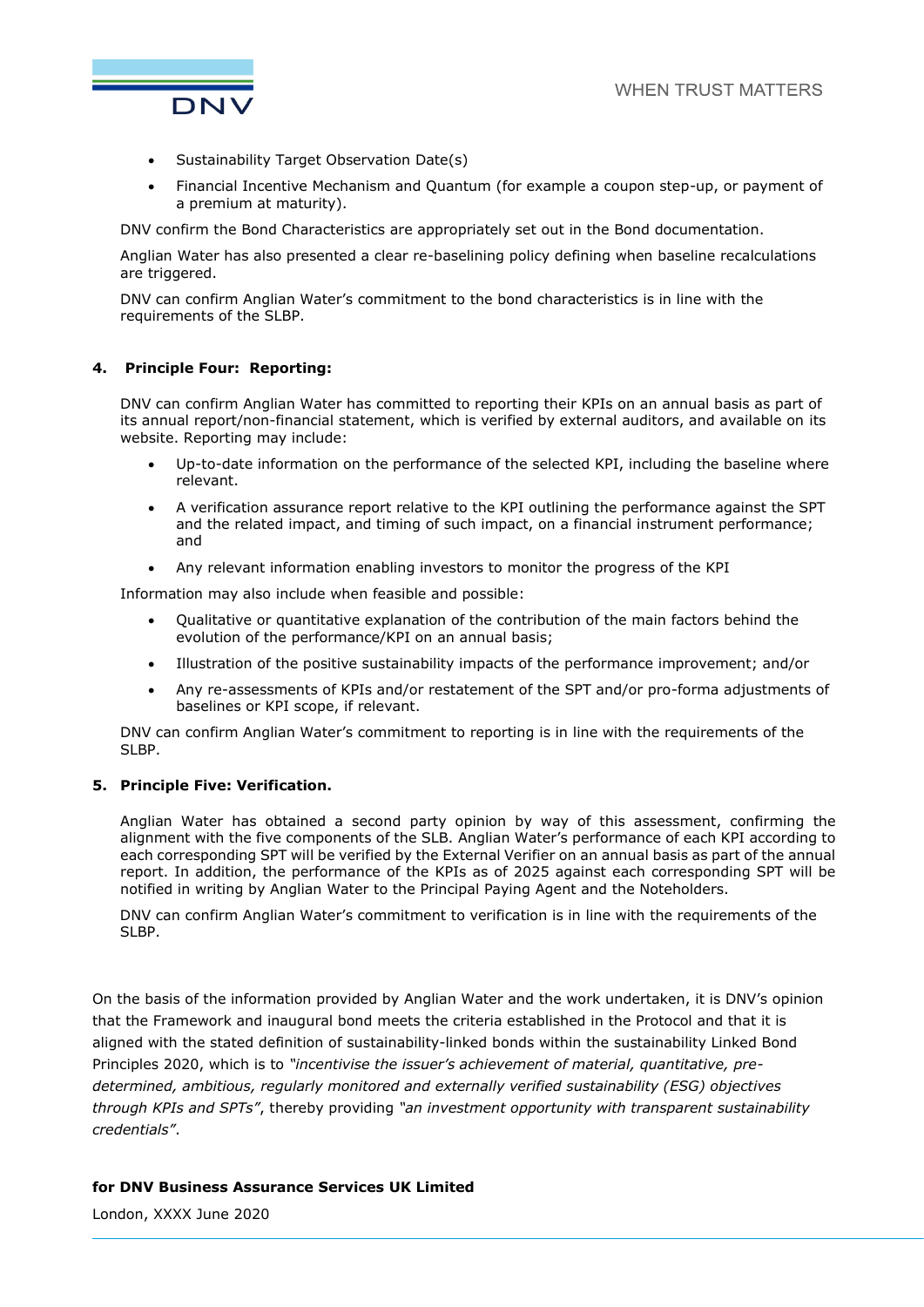- Sustainability Target Observation Date(s)
- Financial Incentive Mechanism and Quantum (for example a coupon step-up, or payment of a premium at maturity).

DNV confirm the Bond Characteristics are appropriately set out in the Bond documentation.

Anglian Water has also presented a clear re-baselining policy defining when baseline recalculations are triggered.

DNV can confirm Anglian Water's commitment to the bond characteristics is in line with the requirements of the SLBP.

**4. Principle Four: Reporting:**

DNV can confirm Anglian Water has committed to reporting their KPIs on an annual basis as part of its annual report/non-financial statement, which is verified by external auditors, and available on its website. Reporting may include:

- Up-to-date information on the performance of the selected KPI, including the baseline where relevant.
- A verification assurance report relative to the KPI outlining the performance against the SPT and the related impact, and timing of such impact, on a financial instrument performance; and
- Any relevant information enabling investors to monitor the progress of the KPI

Information may also include when feasible and possible:

- Qualitative or quantitative explanation of the contribution of the main factors behind the evolution of the performance/KPI on an annual basis;
- Illustration of the positive sustainability impacts of the performance improvement; and/or
- Any re-assessments of KPIs and/or restatement of the SPT and/or pro-forma adjustments of baselines or KPI scope, if relevant.

DNV can confirm Anglian Water's commitment to reporting is in line with the requirements of the SLBP.

**5. Principle Five: Verification.**

Anglian Water has obtained a second party opinion by way of this assessment, confirming the alignment with the five components of the SLB. Anglian Water's performance of each KPI according to each corresponding SPT will be verified by the External Verifier on an annual basis as part of the annual report. In addition, the performance of the KPIs as of 2025 against each corresponding SPT will be notified in writing by Anglian Water to the Principal Paying Agent and the Noteholders.

DNV can confirm Anglian Water's commitment to verification is in line with the requirements of the SLBP.

On the basis of the information provided by Anglian Water and the work undertaken, it is DNV's opinion that the Framework and inaugural bond meets the criteria established in the Protocol and that it is aligned with the stated definition of sustainability-linked bonds within the sustainability Linked Bond Principles 2020, which is to *"incentivise the issuer's achievement of material, quantitative, pre-determined, ambitious, regularly monitored and externally verified sustainability (ESG) objectives through KPIs and SPTs"*, thereby providing *"an investment opportunity with transparent sustainability credentials"*.

**for DNV Business Assurance Services UK Limited**

London, XXXX June 2020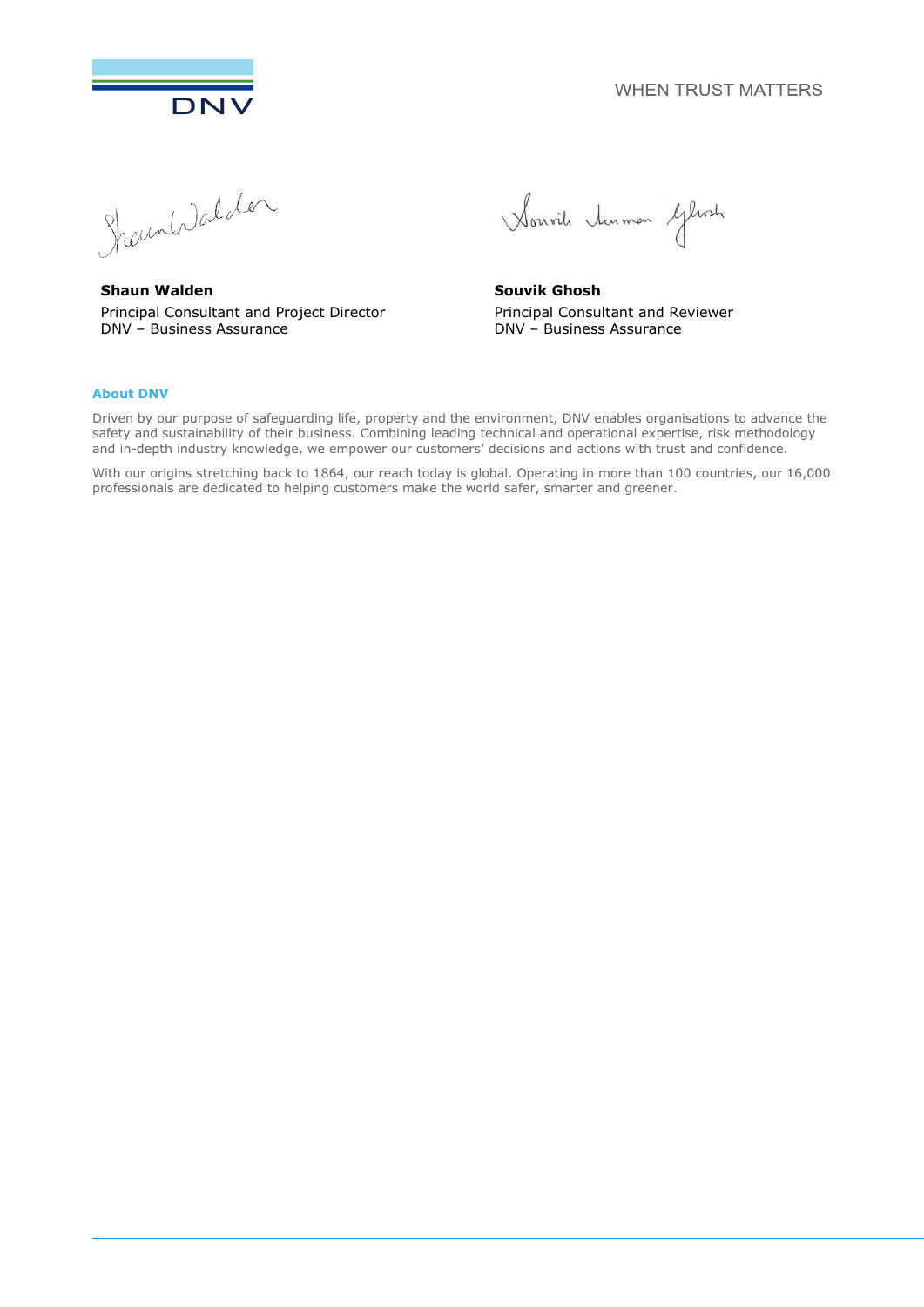**Shaun Walden**
Principal Consultant and Project Director
DNV – Business Assurance

**Souvik Ghosh**
Principal Consultant and Reviewer
DNV – Business Assurance

### About DNV

Driven by our purpose of safeguarding life, property and the environment, DNV enables organisations to advance the safety and sustainability of their business. Combining leading technical and operational expertise, risk methodology and in-depth industry knowledge, we empower our customers' decisions and actions with trust and confidence.

With our origins stretching back to 1864, our reach today is global. Operating in more than 100 countries, our 16,000 professionals are dedicated to helping customers make the world safer, smarter and greener.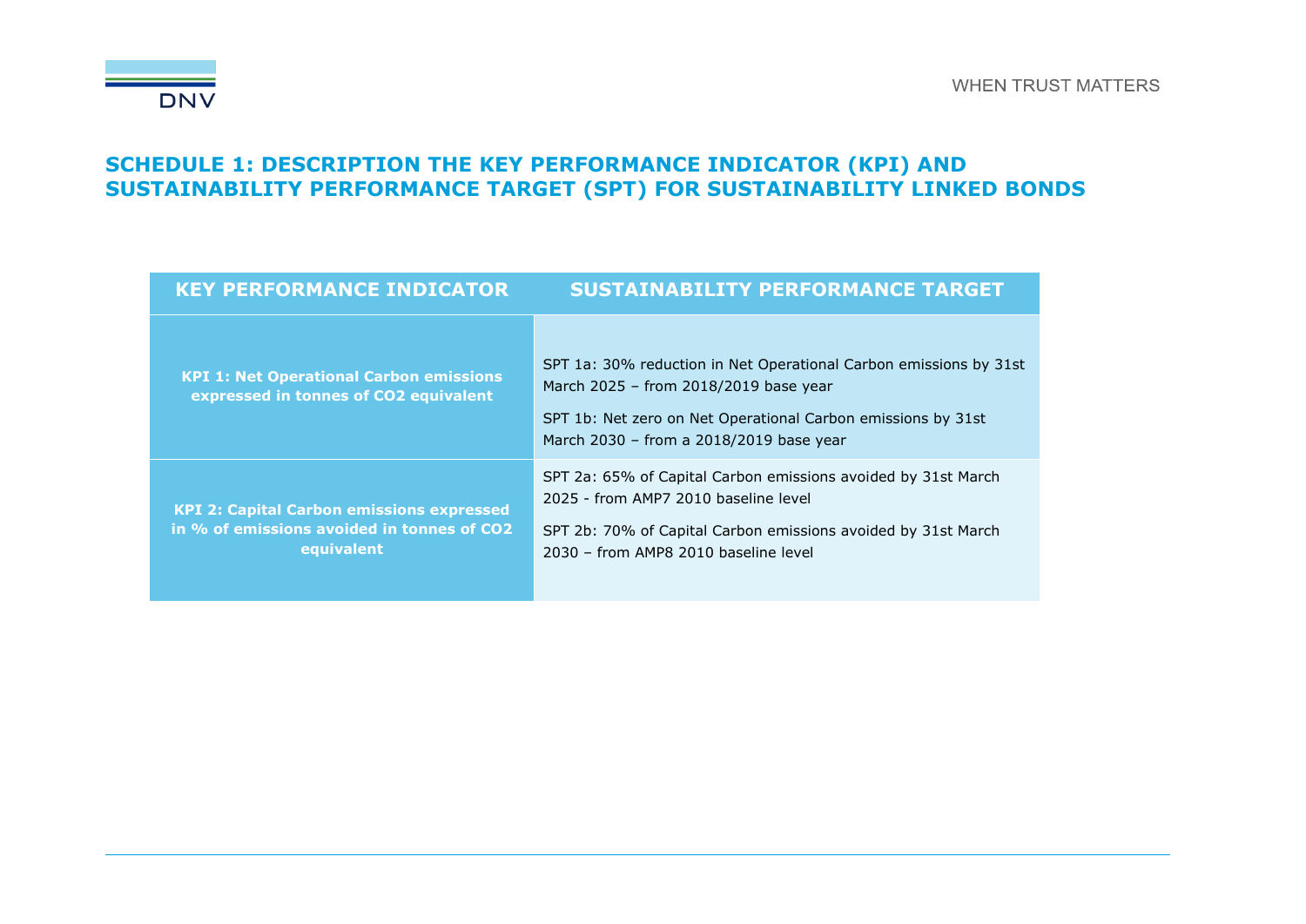## SCHEDULE 1: DESCRIPTION THE KEY PERFORMANCE INDICATOR (KPI) AND SUSTAINABILITY PERFORMANCE TARGET (SPT) FOR SUSTAINABILITY LINKED BONDS

| KEY PERFORMANCE INDICATOR | SUSTAINABILITY PERFORMANCE TARGET |
|---|---|
| **KPI 1: Net Operational Carbon emissions expressed in tonnes of $CO_2$ equivalent** | SPT 1a: 30% reduction in Net Operational Carbon emissions by 31st March 2025 – from 2018/2019 base year<br><br>SPT 1b: Net zero on Net Operational Carbon emissions by 31st March 2030 – from a 2018/2019 base year |
| **KPI 2: Capital Carbon emissions expressed in % of emissions avoided in tonnes of $CO_2$ equivalent** | SPT 2a: 65% of Capital Carbon emissions avoided by 31st March 2025 - from AMP7 2010 baseline level<br><br>SPT 2b: 70% of Capital Carbon emissions avoided by 31st March 2030 – from AMP8 2010 baseline level |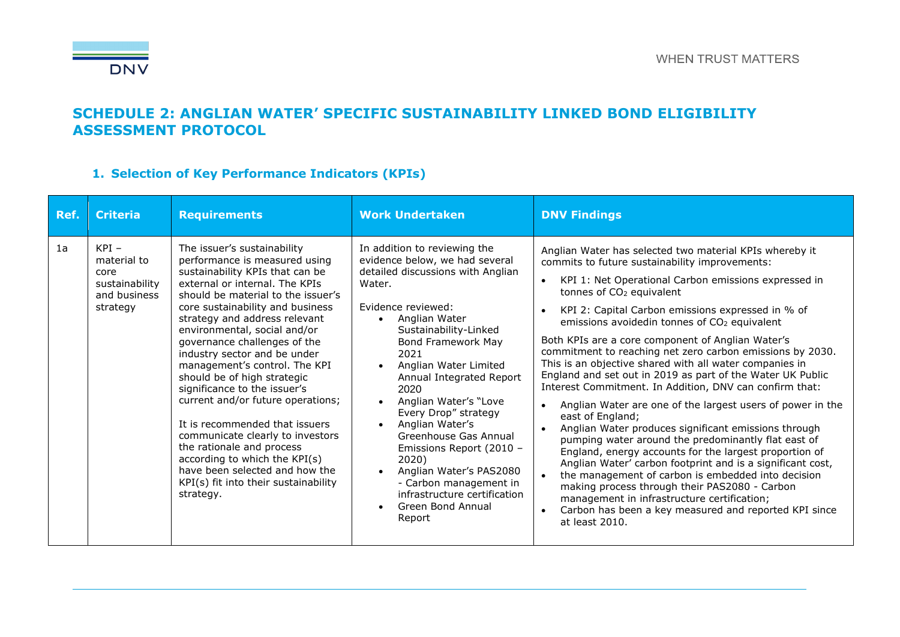# SCHEDULE 2: ANGLIAN WATER' SPECIFIC SUSTAINABILITY LINKED BOND ELIGIBILITY ASSESSMENT PROTOCOL

## 1. Selection of Key Performance Indicators (KPIs)

| Ref. | Criteria | Requirements | Work Undertaken | DNV Findings |
|---|---|---|---|---|
| 1a | KPI – material to core sustainability and business strategy | The issuer's sustainability performance is measured using sustainability KPIs that can be external or internal. The KPIs should be material to the issuer's core sustainability and business strategy and address relevant environmental, social and/or governance challenges of the industry sector and be under management's control. The KPI should be of high strategic significance to the issuer's current and/or future operations;<br><br>It is recommended that issuers communicate clearly to investors the rationale and process according to which the KPI(s) have been selected and how the KPI(s) fit into their sustainability strategy. | In addition to reviewing the evidence below, we had several detailed discussions with Anglian Water.<br><br>Evidence reviewed:<br>• Anglian Water Sustainability-Linked Bond Framework May 2021<br>• Anglian Water Limited Annual Integrated Report 2020<br>• Anglian Water's "Love Every Drop" strategy<br>• Anglian Water's Greenhouse Gas Annual Emissions Report (2010 – 2020)<br>• Anglian Water's PAS2080 - Carbon management in infrastructure certification<br>• Green Bond Annual Report | Anglian Water has selected two material KPIs whereby it commits to future sustainability improvements:<br>• KPI 1: Net Operational Carbon emissions expressed in tonnes of $CO_2$ equivalent<br>• KPI 2: Capital Carbon emissions expressed in % of emissions avoidedin tonnes of $CO_2$ equivalent<br><br>Both KPIs are a core component of Anglian Water's commitment to reaching net zero carbon emissions by 2030. This is an objective shared with all water companies in England and set out in 2019 as part of the Water UK Public Interest Commitment. In Addition, DNV can confirm that:<br>• Anglian Water are one of the largest users of power in the east of England;<br>• Anglian Water produces significant emissions through pumping water around the predominantly flat east of England, energy accounts for the largest proportion of Anglian Water' carbon footprint and is a significant cost,<br>• the management of carbon is embedded into decision making process through their PAS2080 - Carbon management in infrastructure certification;<br>• Carbon has been a key measured and reported KPI since at least 2010. |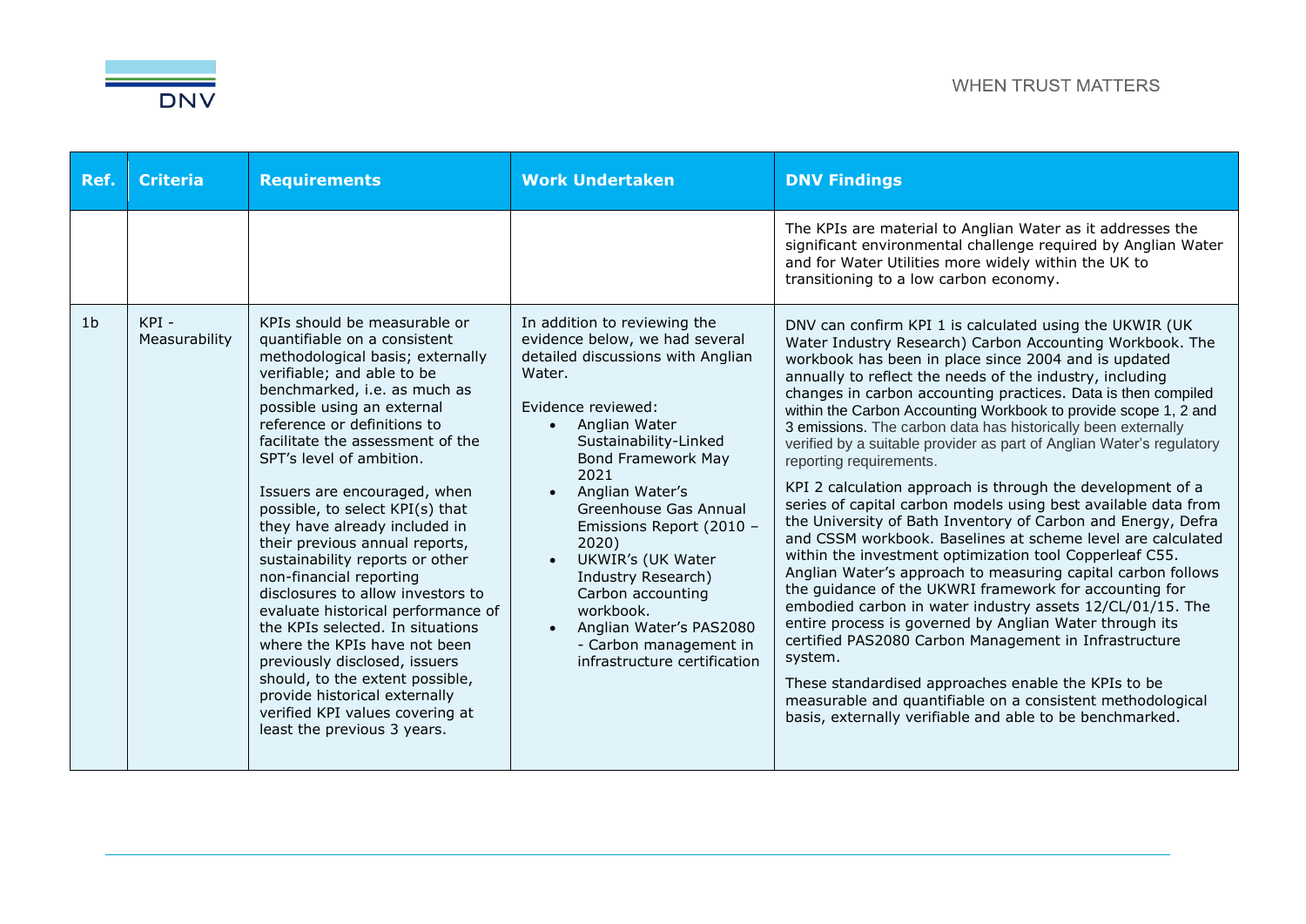| Ref. | Criteria | Requirements | Work Undertaken | DNV Findings |
|---|---|---|---|---|
| | | | | The KPIs are material to Anglian Water as it addresses the significant environmental challenge required by Anglian Water and for Water Utilities more widely within the UK to transitioning to a low carbon economy. |
| 1b | KPI - Measurability | KPIs should be measurable or quantifiable on a consistent methodological basis; externally verifiable; and able to be benchmarked, i.e. as much as possible using an external reference or definitions to facilitate the assessment of the SPT's level of ambition.<br><br>Issuers are encouraged, when possible, to select KPI(s) that they have already included in their previous annual reports, sustainability reports or other non-financial reporting disclosures to allow investors to evaluate historical performance of the KPIs selected. In situations where the KPIs have not been previously disclosed, issuers should, to the extent possible, provide historical externally verified KPI values covering at least the previous 3 years. | In addition to reviewing the evidence below, we had several detailed discussions with Anglian Water.<br><br>Evidence reviewed:<br>• Anglian Water Sustainability-Linked Bond Framework May 2021<br>• Anglian Water's Greenhouse Gas Annual Emissions Report (2010 – 2020)<br>• UKWIR's (UK Water Industry Research) Carbon accounting workbook.<br>• Anglian Water's PAS2080 - Carbon management in infrastructure certification | DNV can confirm KPI 1 is calculated using the UKWIR (UK Water Industry Research) Carbon Accounting Workbook. The workbook has been in place since 2004 and is updated annually to reflect the needs of the industry, including changes in carbon accounting practices. Data is then compiled within the Carbon Accounting Workbook to provide scope 1, 2 and 3 emissions. The carbon data has historically been externally verified by a suitable provider as part of Anglian Water's regulatory reporting requirements.<br><br>KPI 2 calculation approach is through the development of a series of capital carbon models using best available data from the University of Bath Inventory of Carbon and Energy, Defra and CSSM workbook. Baselines at scheme level are calculated within the investment optimization tool Copperleaf C55. Anglian Water's approach to measuring capital carbon follows the guidance of the UKWRI framework for accounting for embodied carbon in water industry assets 12/CL/01/15. The entire process is governed by Anglian Water through its certified PAS2080 Carbon Management in Infrastructure system.<br><br>These standardised approaches enable the KPIs to be measurable and quantifiable on a consistent methodological basis, externally verifiable and able to be benchmarked. |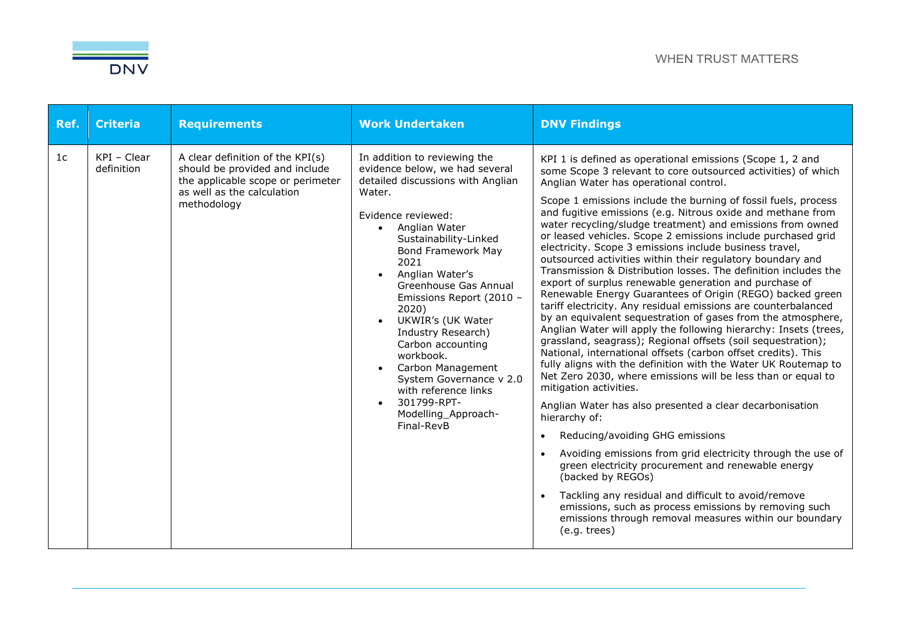| Ref. | Criteria | Requirements | Work Undertaken | DNV Findings |
|---|---|---|---|---|
| 1c | KPI – Clear definition | A clear definition of the KPI(s) should be provided and include the applicable scope or perimeter as well as the calculation methodology | In addition to reviewing the evidence below, we had several detailed discussions with Anglian Water.<br><br>Evidence reviewed:<br>• Anglian Water Sustainability-Linked Bond Framework May 2021<br>• Anglian Water's Greenhouse Gas Annual Emissions Report (2010 – 2020)<br>• UKWIR's (UK Water Industry Research) Carbon accounting workbook.<br>• Carbon Management System Governance v 2.0 with reference links<br>• 301799-RPT-Modelling_Approach-Final-RevB | KPI 1 is defined as operational emissions (Scope 1, 2 and some Scope 3 relevant to core outsourced activities) of which Anglian Water has operational control.<br><br>Scope 1 emissions include the burning of fossil fuels, process and fugitive emissions (e.g. Nitrous oxide and methane from water recycling/sludge treatment) and emissions from owned or leased vehicles. Scope 2 emissions include purchased grid electricity. Scope 3 emissions include business travel, outsourced activities within their regulatory boundary and Transmission & Distribution losses. The definition includes the export of surplus renewable generation and purchase of Renewable Energy Guarantees of Origin (REGO) backed green tariff electricity. Any residual emissions are counterbalanced by an equivalent sequestration of gases from the atmosphere, Anglian Water will apply the following hierarchy: Insets (trees, grassland, seagrass); Regional offsets (soil sequestration); National, international offsets (carbon offset credits). This fully aligns with the definition with the Water UK Routemap to Net Zero 2030, where emissions will be less than or equal to mitigation activities.<br><br>Anglian Water has also presented a clear decarbonisation hierarchy of:<br>• Reducing/avoiding GHG emissions<br>• Avoiding emissions from grid electricity through the use of green electricity procurement and renewable energy (backed by REGOs)<br>• Tackling any residual and difficult to avoid/remove emissions, such as process emissions by removing such emissions through removal measures within our boundary (e.g. trees) |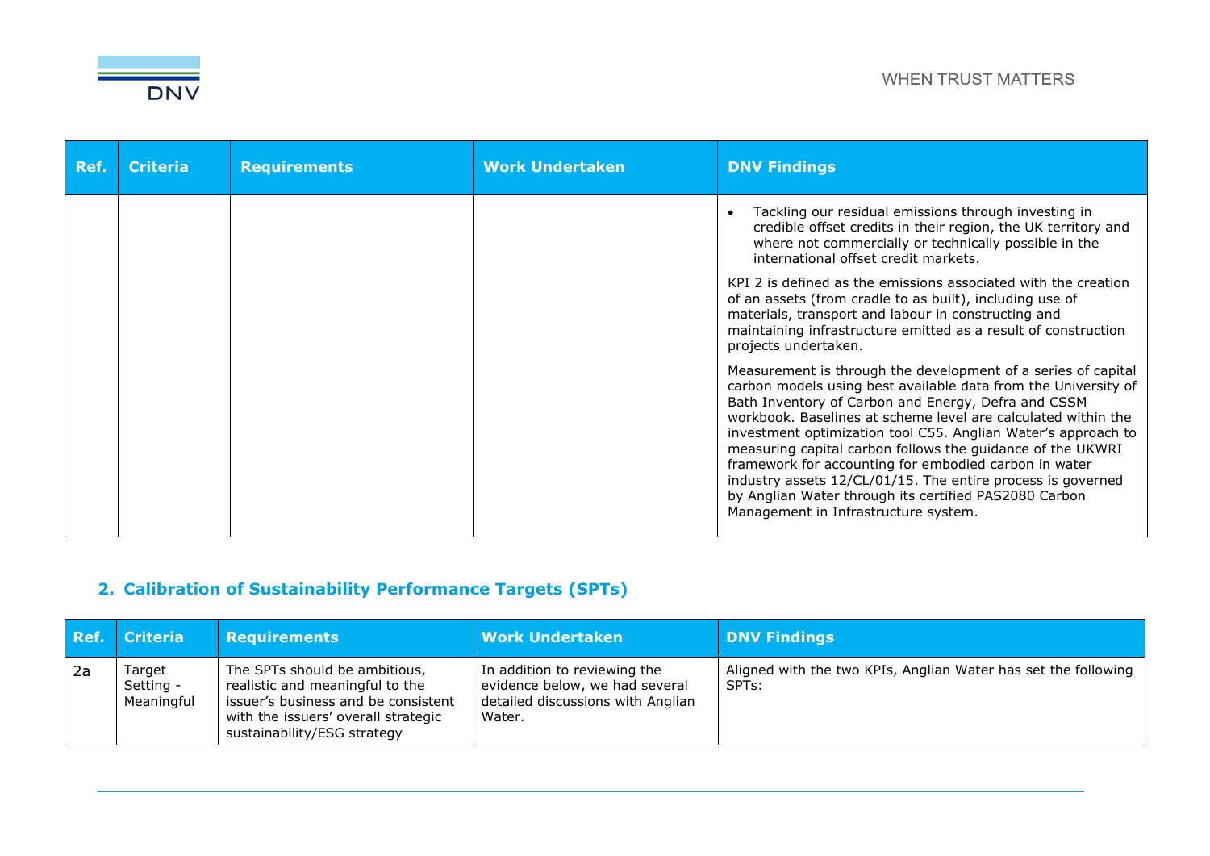| Ref. | Criteria | Requirements | Work Undertaken | DNV Findings |
|---|---|---|---|---|
| | | | | • Tackling our residual emissions through investing in credible offset credits in their region, the UK territory and where not commercially or technically possible in the international offset credit markets.<br><br>KPI 2 is defined as the emissions associated with the creation of an assets (from cradle to as built), including use of materials, transport and labour in constructing and maintaining infrastructure emitted as a result of construction projects undertaken.<br><br>Measurement is through the development of a series of capital carbon models using best available data from the University of Bath Inventory of Carbon and Energy, Defra and CSSM workbook. Baselines at scheme level are calculated within the investment optimization tool C55. Anglian Water's approach to measuring capital carbon follows the guidance of the UKWRI framework for accounting for embodied carbon in water industry assets 12/CL/01/15. The entire process is governed by Anglian Water through its certified PAS2080 Carbon Management in Infrastructure system. |

## 2. Calibration of Sustainability Performance Targets (SPTs)

| Ref. | Criteria | Requirements | Work Undertaken | DNV Findings |
|---|---|---|---|---|
| 2a | Target Setting - Meaningful | The SPTs should be ambitious, realistic and meaningful to the issuer's business and be consistent with the issuers' overall strategic sustainability/ESG strategy | In addition to reviewing the evidence below, we had several detailed discussions with Anglian Water. | Aligned with the two KPIs, Anglian Water has set the following SPTs: |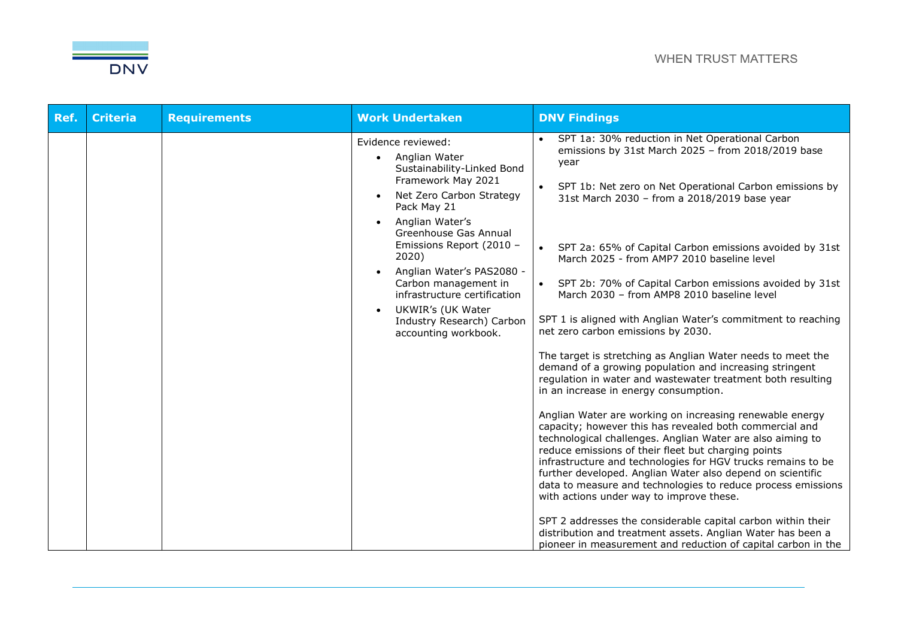| Ref. | Criteria | Requirements | Work Undertaken | DNV Findings |
|---|---|---|---|---|
| | | | Evidence reviewed:<br>• Anglian Water Sustainability-Linked Bond Framework May 2021<br>• Net Zero Carbon Strategy Pack May 21<br>• Anglian Water's Greenhouse Gas Annual Emissions Report (2010 – 2020)<br>• Anglian Water's PAS2080 - Carbon management in infrastructure certification<br>• UKWIR's (UK Water Industry Research) Carbon accounting workbook. | • SPT 1a: 30% reduction in Net Operational Carbon emissions by 31st March 2025 – from 2018/2019 base year<br>• SPT 1b: Net zero on Net Operational Carbon emissions by 31st March 2030 – from a 2018/2019 base year<br>• SPT 2a: 65% of Capital Carbon emissions avoided by 31st March 2025 - from AMP7 2010 baseline level<br>• SPT 2b: 70% of Capital Carbon emissions avoided by 31st March 2030 – from AMP8 2010 baseline level<br><br>SPT 1 is aligned with Anglian Water's commitment to reaching net zero carbon emissions by 2030.<br><br>The target is stretching as Anglian Water needs to meet the demand of a growing population and increasing stringent regulation in water and wastewater treatment both resulting in an increase in energy consumption.<br><br>Anglian Water are working on increasing renewable energy capacity; however this has revealed both commercial and technological challenges. Anglian Water are also aiming to reduce emissions of their fleet but charging points infrastructure and technologies for HGV trucks remains to be further developed. Anglian Water also depend on scientific data to measure and technologies to reduce process emissions with actions under way to improve these.<br><br>SPT 2 addresses the considerable capital carbon within their distribution and treatment assets. Anglian Water has been a pioneer in measurement and reduction of capital carbon in the |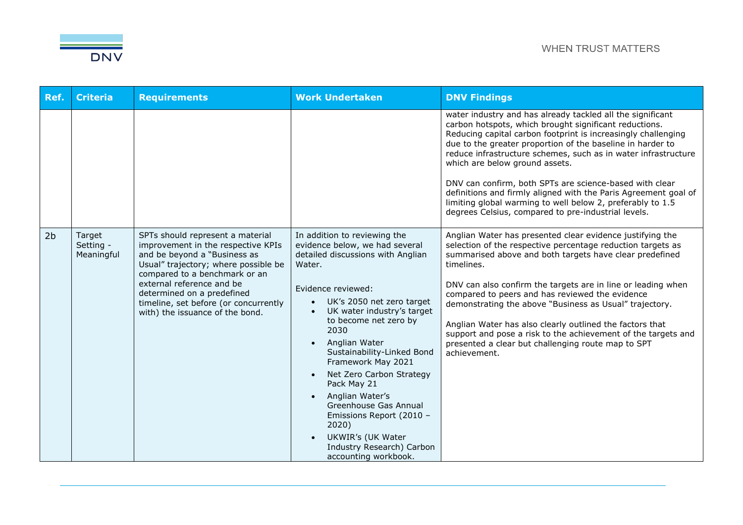| Ref. | Criteria | Requirements | Work Undertaken | DNV Findings |
|---|---|---|---|---|
| | | | | water industry and has already tackled all the significant carbon hotspots, which brought significant reductions. Reducing capital carbon footprint is increasingly challenging due to the greater proportion of the baseline in harder to reduce infrastructure schemes, such as in water infrastructure which are below ground assets.<br><br>DNV can confirm, both SPTs are science-based with clear definitions and firmly aligned with the Paris Agreement goal of limiting global warming to well below 2, preferably to 1.5 degrees Celsius, compared to pre-industrial levels. |
| 2b | Target Setting - Meaningful | SPTs should represent a material improvement in the respective KPIs and be beyond a "Business as Usual" trajectory; where possible be compared to a benchmark or an external reference and be determined on a predefined timeline, set before (or concurrently with) the issuance of the bond. | In addition to reviewing the evidence below, we had several detailed discussions with Anglian Water.<br><br>Evidence reviewed:<br>• UK's 2050 net zero target<br>• UK water industry's target to become net zero by 2030<br>• Anglian Water Sustainability-Linked Bond Framework May 2021<br>• Net Zero Carbon Strategy Pack May 21<br>• Anglian Water's Greenhouse Gas Annual Emissions Report (2010 – 2020)<br>• UKWIR's (UK Water Industry Research) Carbon accounting workbook. | Anglian Water has presented clear evidence justifying the selection of the respective percentage reduction targets as summarised above and both targets have clear predefined timelines.<br><br>DNV can also confirm the targets are in line or leading when compared to peers and has reviewed the evidence demonstrating the above "Business as Usual" trajectory.<br><br>Anglian Water has also clearly outlined the factors that support and pose a risk to the achievement of the targets and presented a clear but challenging route map to SPT achievement. |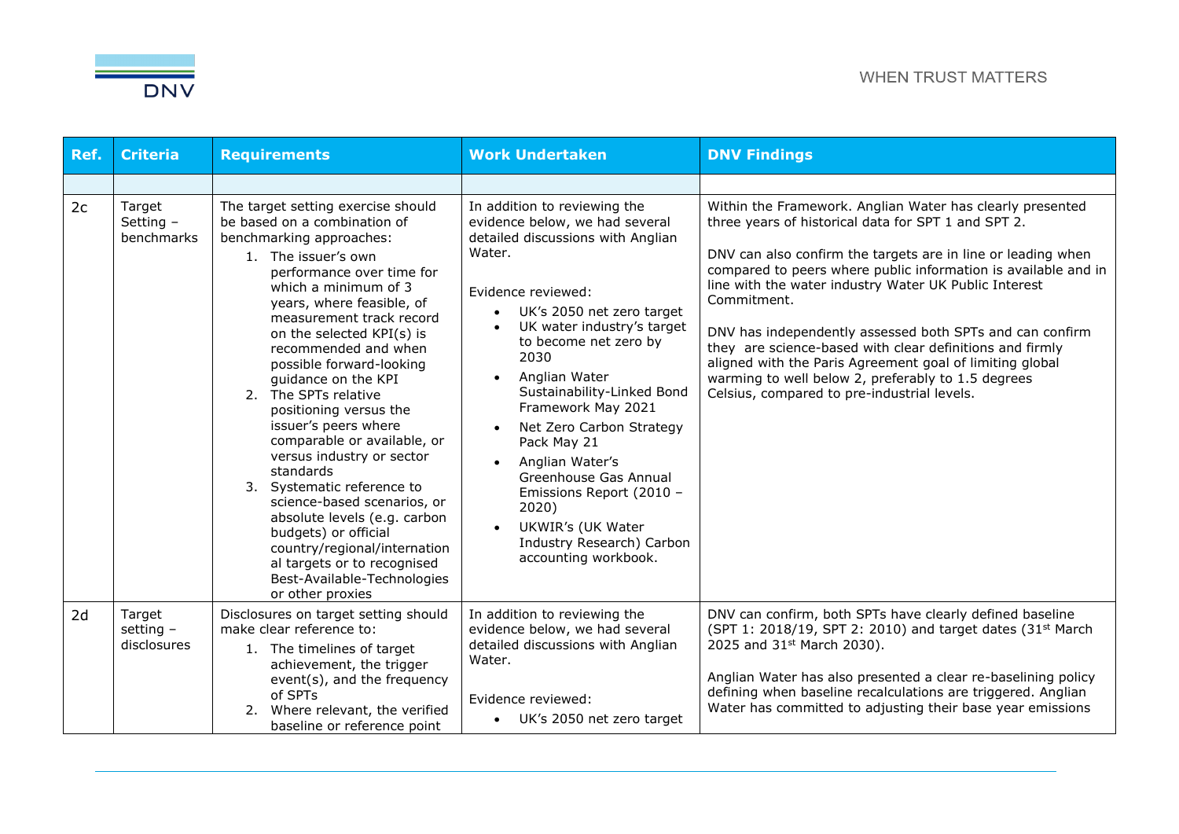| Ref. | Criteria | Requirements | Work Undertaken | DNV Findings |
|---|---|---|---|---|
| | | | | |
| 2c | Target Setting – benchmarks | The target setting exercise should be based on a combination of benchmarking approaches:<br>1. The issuer's own performance over time for which a minimum of 3 years, where feasible, of measurement track record on the selected KPI(s) is recommended and when possible forward-looking guidance on the KPI<br>2. The SPTs relative positioning versus the issuer's peers where comparable or available, or versus industry or sector standards<br>3. Systematic reference to science-based scenarios, or absolute levels (e.g. carbon budgets) or official country/regional/international targets or to recognised Best-Available-Technologies or other proxies | In addition to reviewing the evidence below, we had several detailed discussions with Anglian Water.<br><br>Evidence reviewed:<br>• UK's 2050 net zero target<br>• UK water industry's target to become net zero by 2030<br>• Anglian Water Sustainability-Linked Bond Framework May 2021<br>• Net Zero Carbon Strategy Pack May 21<br>• Anglian Water's Greenhouse Gas Annual Emissions Report (2010 – 2020)<br>• UKWIR's (UK Water Industry Research) Carbon accounting workbook. | Within the Framework. Anglian Water has clearly presented three years of historical data for SPT 1 and SPT 2.<br><br>DNV can also confirm the targets are in line or leading when compared to peers where public information is available and in line with the water industry Water UK Public Interest Commitment.<br><br>DNV has independently assessed both SPTs and can confirm they are science-based with clear definitions and firmly aligned with the Paris Agreement goal of limiting global warming to well below 2, preferably to 1.5 degrees Celsius, compared to pre-industrial levels. |
| 2d | Target setting – disclosures | Disclosures on target setting should make clear reference to:<br>1. The timelines of target achievement, the trigger event(s), and the frequency of SPTs<br>2. Where relevant, the verified baseline or reference point | In addition to reviewing the evidence below, we had several detailed discussions with Anglian Water.<br><br>Evidence reviewed:<br>• UK's 2050 net zero target | DNV can confirm, both SPTs have clearly defined baseline (SPT 1: 2018/19, SPT 2: 2010) and target dates (31st March 2025 and 31st March 2030).<br><br>Anglian Water has also presented a clear re-baselining policy defining when baseline recalculations are triggered. Anglian Water has committed to adjusting their base year emissions |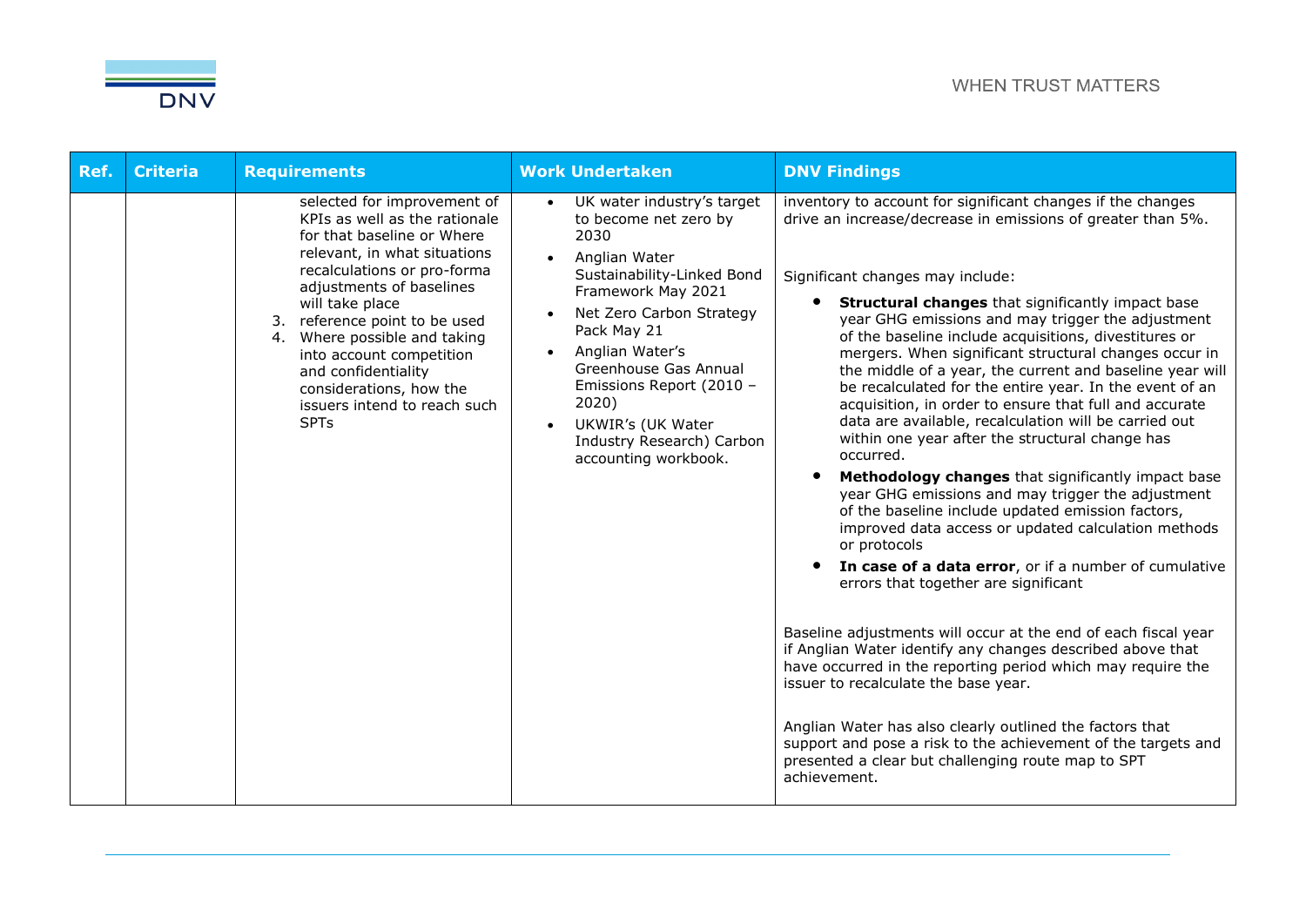| Ref. | Criteria | Requirements | Work Undertaken | DNV Findings |
|---|---|---|---|---|
| | | selected for improvement of KPIs as well as the rationale for that baseline or Where relevant, in what situations recalculations or pro-forma adjustments of baselines will take place<br>3. reference point to be used<br>4. Where possible and taking into account competition and confidentiality considerations, how the issuers intend to reach such SPTs | • UK water industry's target to become net zero by 2030<br>• Anglian Water Sustainability-Linked Bond Framework May 2021<br>• Net Zero Carbon Strategy Pack May 21<br>• Anglian Water's Greenhouse Gas Annual Emissions Report (2010 – 2020)<br>• UKWIR's (UK Water Industry Research) Carbon accounting workbook. | inventory to account for significant changes if the changes drive an increase/decrease in emissions of greater than 5%.<br><br>Significant changes may include:<br>• **Structural changes** that significantly impact base year GHG emissions and may trigger the adjustment of the baseline include acquisitions, divestitures or mergers. When significant structural changes occur in the middle of a year, the current and baseline year will be recalculated for the entire year. In the event of an acquisition, in order to ensure that full and accurate data are available, recalculation will be carried out within one year after the structural change has occurred.<br>• **Methodology changes** that significantly impact base year GHG emissions and may trigger the adjustment of the baseline include updated emission factors, improved data access or updated calculation methods or protocols<br>• **In case of a data error**, or if a number of cumulative errors that together are significant<br><br>Baseline adjustments will occur at the end of each fiscal year if Anglian Water identify any changes described above that have occurred in the reporting period which may require the issuer to recalculate the base year.<br><br>Anglian Water has also clearly outlined the factors that support and pose a risk to the achievement of the targets and presented a clear but challenging route map to SPT achievement. |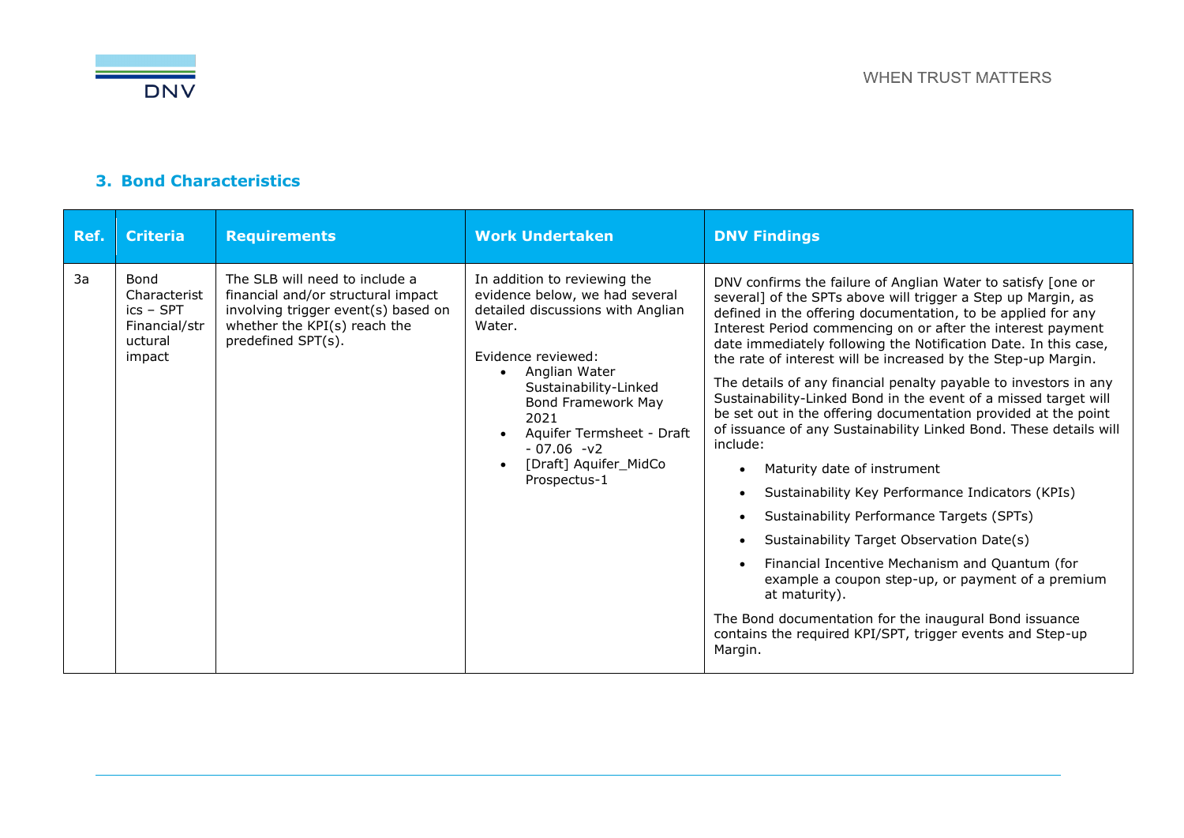## 3. Bond Characteristics

| Ref. | Criteria | Requirements | Work Undertaken | DNV Findings |
|---|---|---|---|---|
| 3a | Bond Characteristics – SPT Financial/structural impact | The SLB will need to include a financial and/or structural impact involving trigger event(s) based on whether the KPI(s) reach the predefined SPT(s). | In addition to reviewing the evidence below, we had several detailed discussions with Anglian Water.<br><br>Evidence reviewed:<br>• Anglian Water Sustainability-Linked Bond Framework May 2021<br>• Aquifer Termsheet - Draft - 07.06 -v2<br>• [Draft] Aquifer_MidCo Prospectus-1 | DNV confirms the failure of Anglian Water to satisfy [one or several] of the SPTs above will trigger a Step up Margin, as defined in the offering documentation, to be applied for any Interest Period commencing on or after the interest payment date immediately following the Notification Date. In this case, the rate of interest will be increased by the Step-up Margin.<br><br>The details of any financial penalty payable to investors in any Sustainability-Linked Bond in the event of a missed target will be set out in the offering documentation provided at the point of issuance of any Sustainability Linked Bond. These details will include:<br>• Maturity date of instrument<br>• Sustainability Key Performance Indicators (KPIs)<br>• Sustainability Performance Targets (SPTs)<br>• Sustainability Target Observation Date(s)<br>• Financial Incentive Mechanism and Quantum (for example a coupon step-up, or payment of a premium at maturity).<br><br>The Bond documentation for the inaugural Bond issuance contains the required KPI/SPT, trigger events and Step-up Margin. |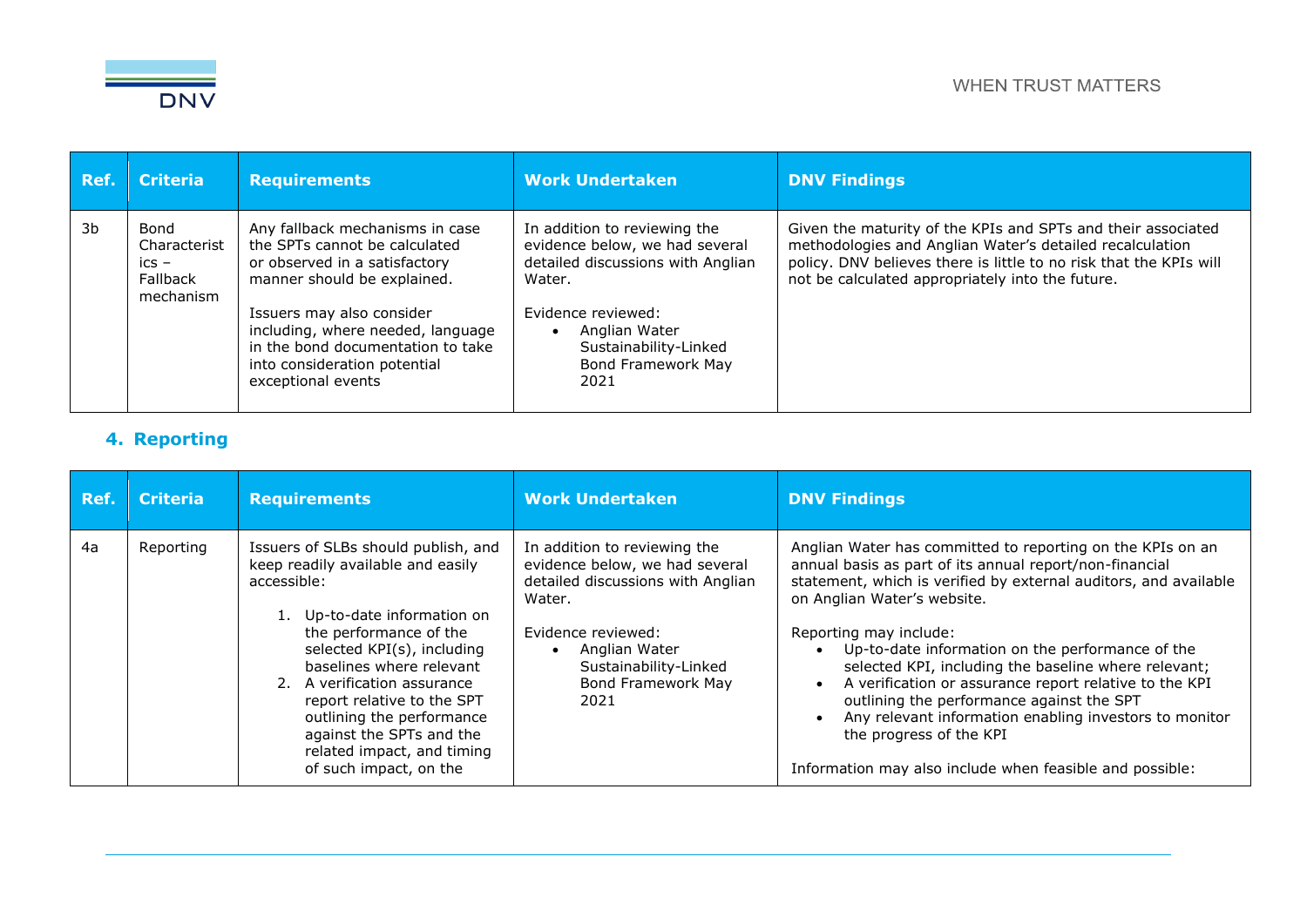| Ref. | Criteria | Requirements | Work Undertaken | DNV Findings |
|---|---|---|---|---|
| 3b | Bond Characteristics – Fallback mechanism | Any fallback mechanisms in case the SPTs cannot be calculated or observed in a satisfactory manner should be explained.<br><br>Issuers may also consider including, where needed, language in the bond documentation to take into consideration potential exceptional events | In addition to reviewing the evidence below, we had several detailed discussions with Anglian Water.<br><br>Evidence reviewed:<br>• Anglian Water Sustainability-Linked Bond Framework May 2021 | Given the maturity of the KPIs and SPTs and their associated methodologies and Anglian Water's detailed recalculation policy. DNV believes there is little to no risk that the KPIs will not be calculated appropriately into the future. |

## 4. Reporting

| Ref. | Criteria | Requirements | Work Undertaken | DNV Findings |
|---|---|---|---|---|
| 4a | Reporting | Issuers of SLBs should publish, and keep readily available and easily accessible:<br><br>1. Up-to-date information on the performance of the selected KPI(s), including baselines where relevant<br>2. A verification assurance report relative to the SPT outlining the performance against the SPTs and the related impact, and timing of such impact, on the | In addition to reviewing the evidence below, we had several detailed discussions with Anglian Water.<br><br>Evidence reviewed:<br>• Anglian Water Sustainability-Linked Bond Framework May 2021 | Anglian Water has committed to reporting on the KPIs on an annual basis as part of its annual report/non-financial statement, which is verified by external auditors, and available on Anglian Water's website.<br><br>Reporting may include:<br>• Up-to-date information on the performance of the selected KPI, including the baseline where relevant;<br>• A verification or assurance report relative to the KPI outlining the performance against the SPT<br>• Any relevant information enabling investors to monitor the progress of the KPI<br><br>Information may also include when feasible and possible: |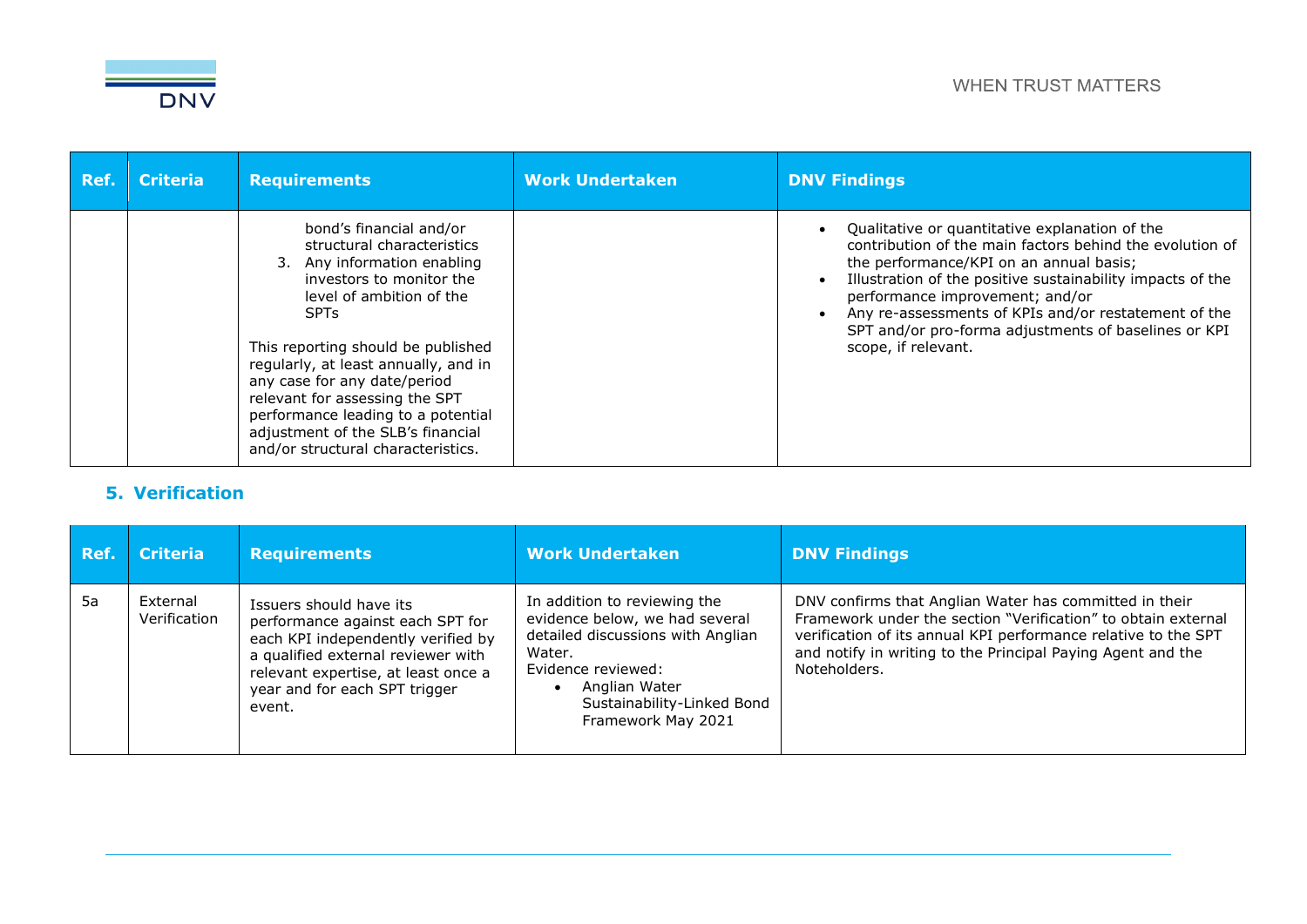| Ref. | Criteria | Requirements | Work Undertaken | DNV Findings |
|---|---|---|---|---|
| | | bond's financial and/or structural characteristics<br>3. Any information enabling investors to monitor the level of ambition of the SPTs<br><br>This reporting should be published regularly, at least annually, and in any case for any date/period relevant for assessing the SPT performance leading to a potential adjustment of the SLB's financial and/or structural characteristics. | | • Qualitative or quantitative explanation of the contribution of the main factors behind the evolution of the performance/KPI on an annual basis;<br>• Illustration of the positive sustainability impacts of the performance improvement; and/or<br>• Any re-assessments of KPIs and/or restatement of the SPT and/or pro-forma adjustments of baselines or KPI scope, if relevant. |

## 5. Verification

| Ref. | Criteria | Requirements | Work Undertaken | DNV Findings |
|---|---|---|---|---|
| 5a | External Verification | Issuers should have its performance against each SPT for each KPI independently verified by a qualified external reviewer with relevant expertise, at least once a year and for each SPT trigger event. | In addition to reviewing the evidence below, we had several detailed discussions with Anglian Water.<br>Evidence reviewed:<br>• Anglian Water Sustainability-Linked Bond Framework May 2021 | DNV confirms that Anglian Water has committed in their Framework under the section "Verification" to obtain external verification of its annual KPI performance relative to the SPT and notify in writing to the Principal Paying Agent and the Noteholders. |